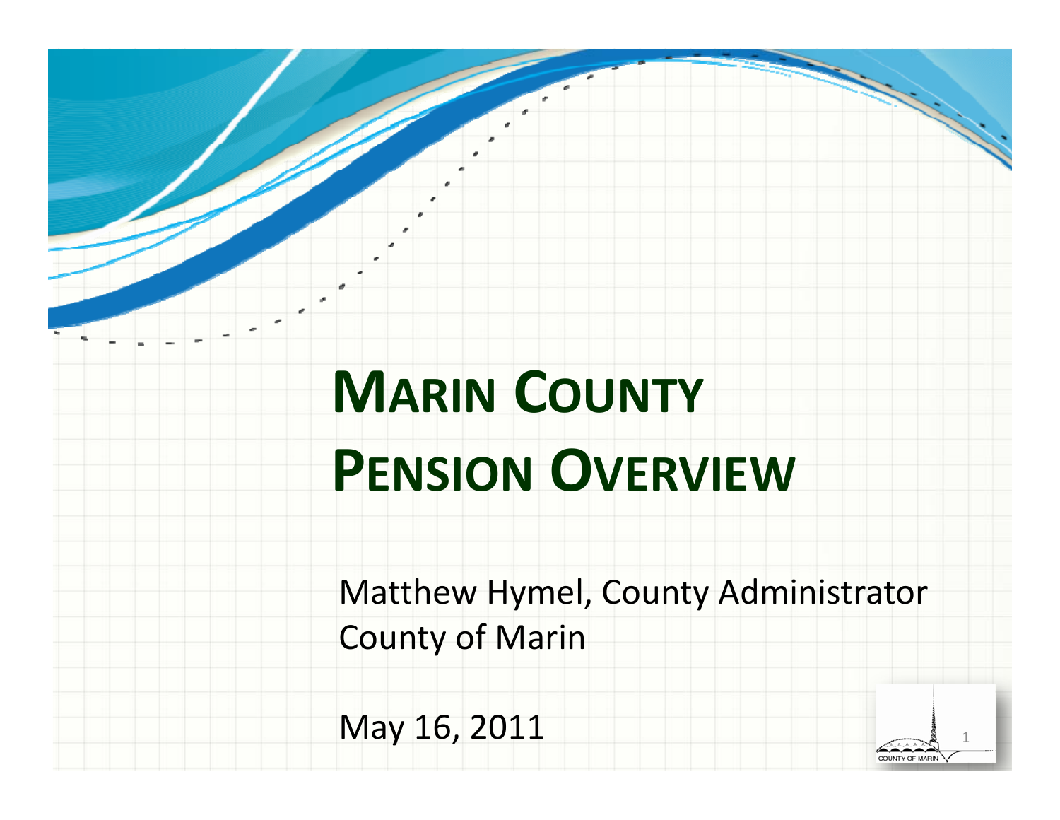# MARIN COUNTY PENSION OVERVIEW

Matthew Hymel, County Administrator
County of Marin

May 16, 2011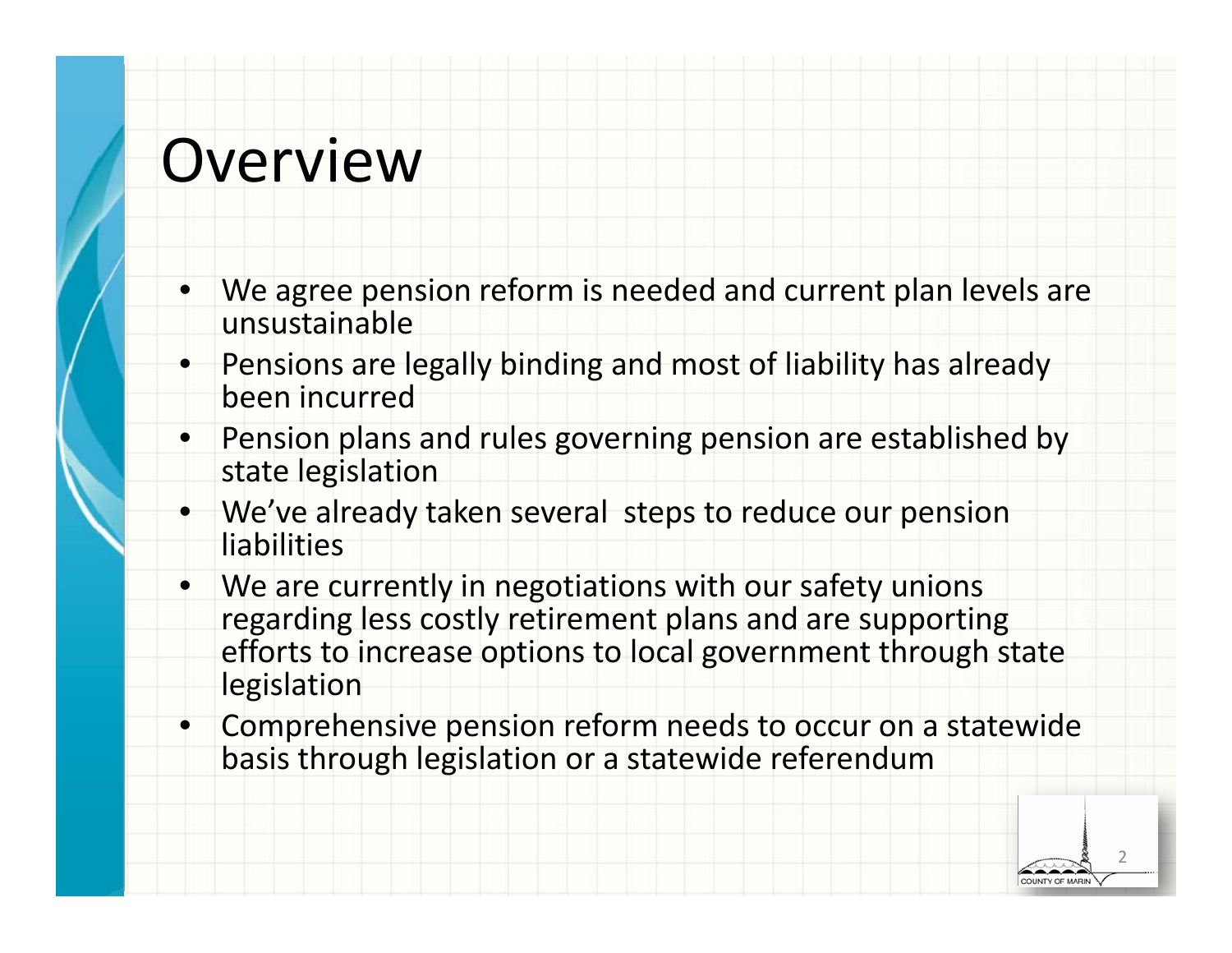# Overview

- We agree pension reform is needed and current plan levels are unsustainable
- Pensions are legally binding and most of liability has already been incurred
- Pension plans and rules governing pension are established by state legislation
- We've already taken several steps to reduce our pension liabilities
- We are currently in negotiations with our safety unions regarding less costly retirement plans and are supporting efforts to increase options to local government through state legislation
- Comprehensive pension reform needs to occur on a statewide basis through legislation or a statewide referendum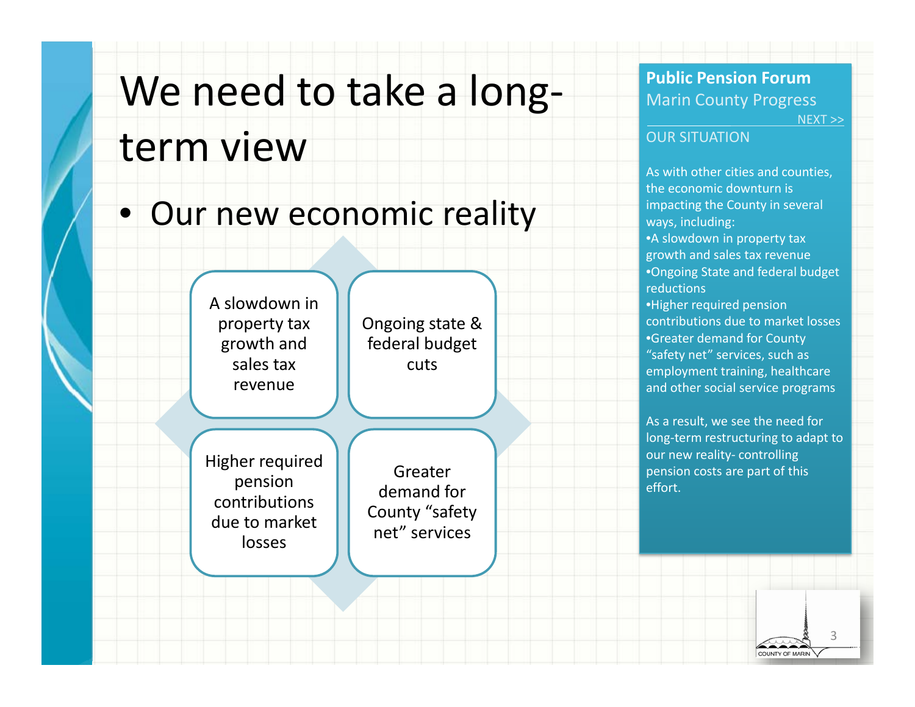# We need to take a long-term view

- Our new economic reality

A slowdown in property tax growth and sales tax revenue

Ongoing state & federal budget cuts

Higher required pension contributions due to market losses

Greater demand for County "safety net" services

**Public Pension Forum**

Marin County Progress

NEXT >>

OUR SITUATION

As with other cities and counties, the economic downturn is impacting the County in several ways, including:

•A slowdown in property tax growth and sales tax revenue
•Ongoing State and federal budget reductions
•Higher required pension contributions due to market losses
•Greater demand for County "safety net" services, such as employment training, healthcare and other social service programs

As a result, we see the need for long-term restructuring to adapt to our new reality- controlling pension costs are part of this effort.

COUNTY OF MARIN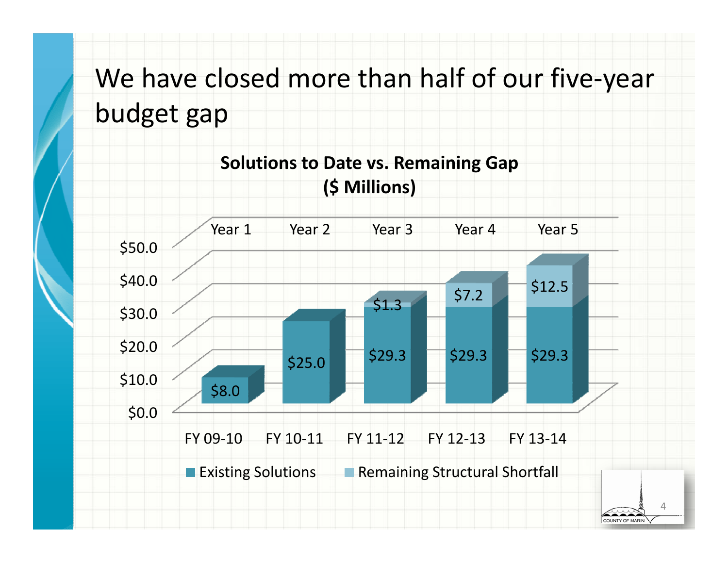# We have closed more than half of our five-year budget gap

**Solutions to Date vs. Remaining Gap ($ Millions)**

| | Year 1 (FY 09-10) | Year 2 (FY 10-11) | Year 3 (FY 11-12) | Year 4 (FY 12-13) | Year 5 (FY 13-14) |
|---|---|---|---|---|---|
| Existing Solutions | $8.0 | $25.0 | $29.3 | $29.3 | $29.3 |
| Remaining Structural Shortfall | | | $1.3 | $7.2 | $12.5 |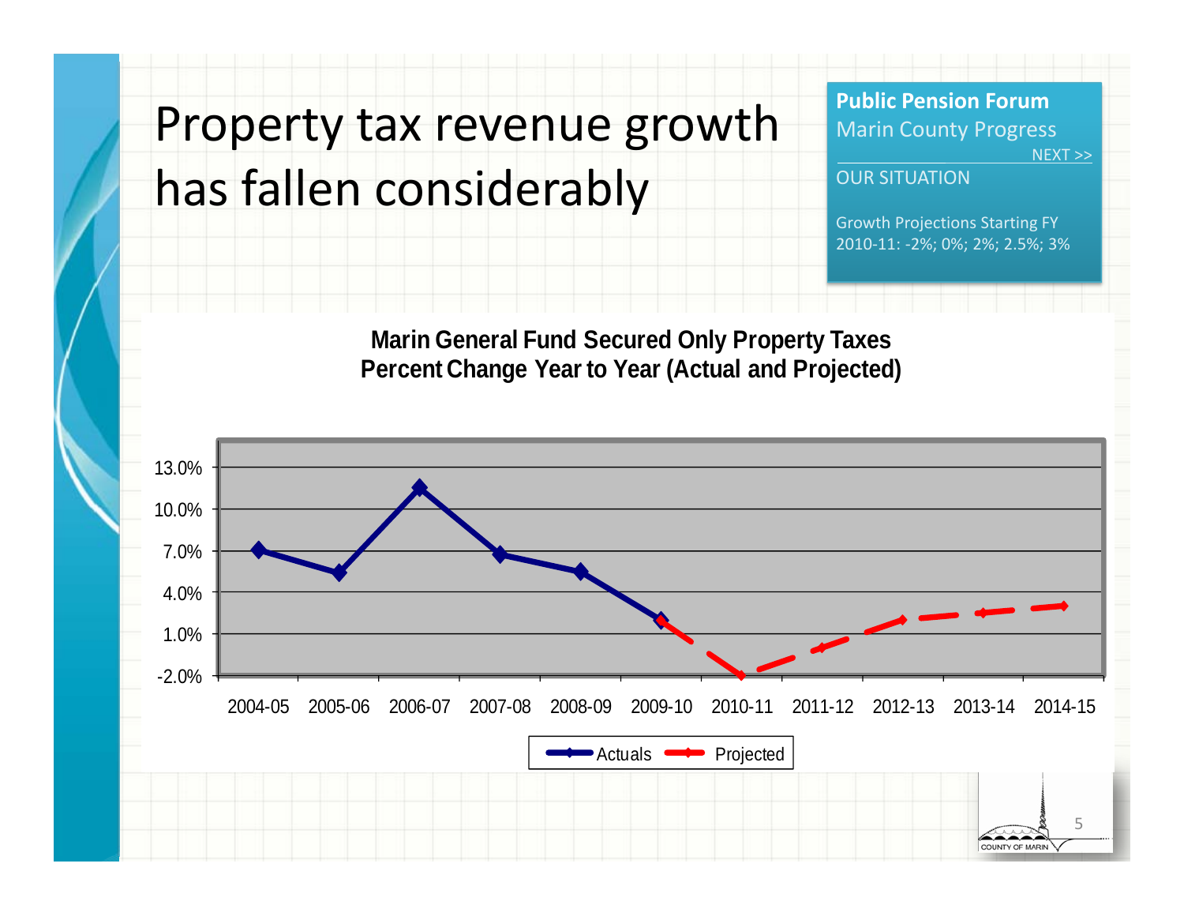# Property tax revenue growth has fallen considerably

**Public Pension Forum**
Marin County Progress

NEXT >>

OUR SITUATION

Growth Projections Starting FY 2010-11: -2%; 0%; 2%; 2.5%; 3%

**Marin General Fund Secured Only Property Taxes**
**Percent Change Year to Year (Actual and Projected)**

13.0%
10.0%
7.0%
4.0%
1.0%
-2.0%

2004-05 2005-06 2006-07 2007-08 2008-09 2009-10 2010-11 2011-12 2012-13 2013-14 2014-15

Actuals Projected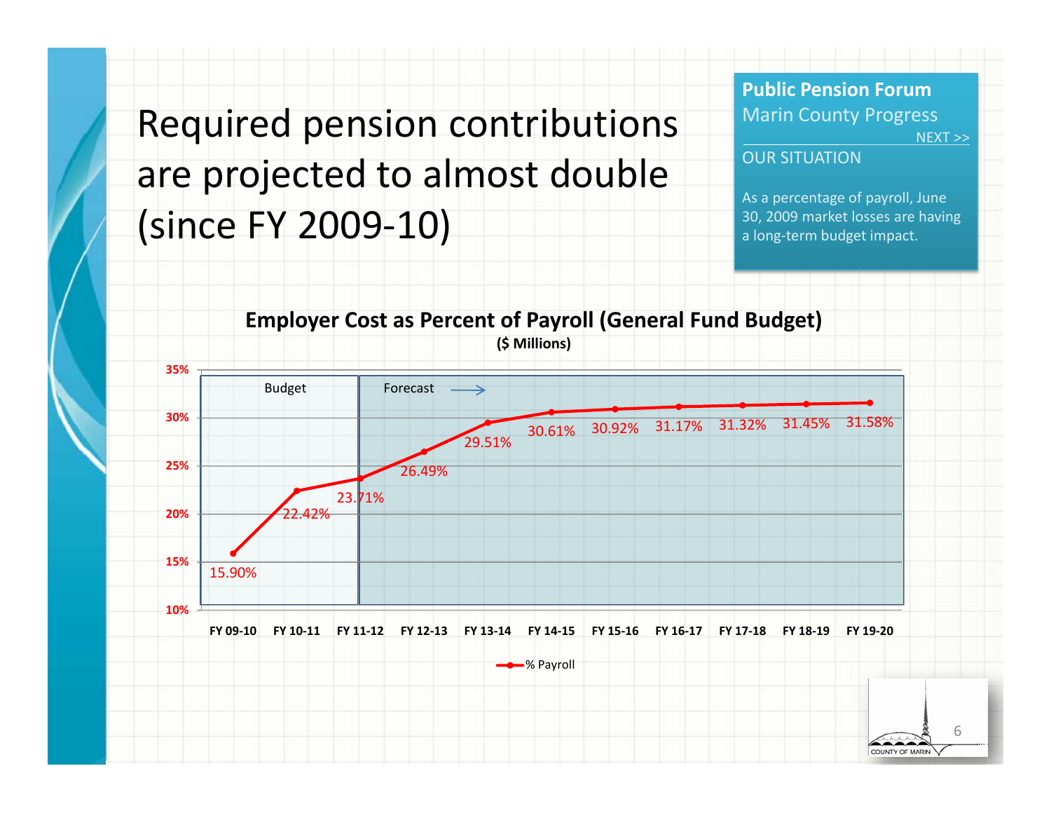# Required pension contributions are projected to almost double (since FY 2009-10)

**Public Pension Forum**
Marin County Progress

NEXT >>

OUR SITUATION

As a percentage of payroll, June 30, 2009 market losses are having a long-term budget impact.

**Employer Cost as Percent of Payroll (General Fund Budget)**
**($ Millions)**

| | FY 09-10 | FY 10-11 | FY 11-12 | FY 12-13 | FY 13-14 | FY 14-15 | FY 15-16 | FY 16-17 | FY 17-18 | FY 18-19 | FY 19-20 |
|---|---|---|---|---|---|---|---|---|---|---|---|
| | Budget | Budget | Forecast | Forecast | Forecast | Forecast | Forecast | Forecast | Forecast | Forecast | Forecast |
| % Payroll | 15.90% | 22.42% | 23.71% | 26.49% | 29.51% | 30.61% | 30.92% | 31.17% | 31.32% | 31.45% | 31.58% |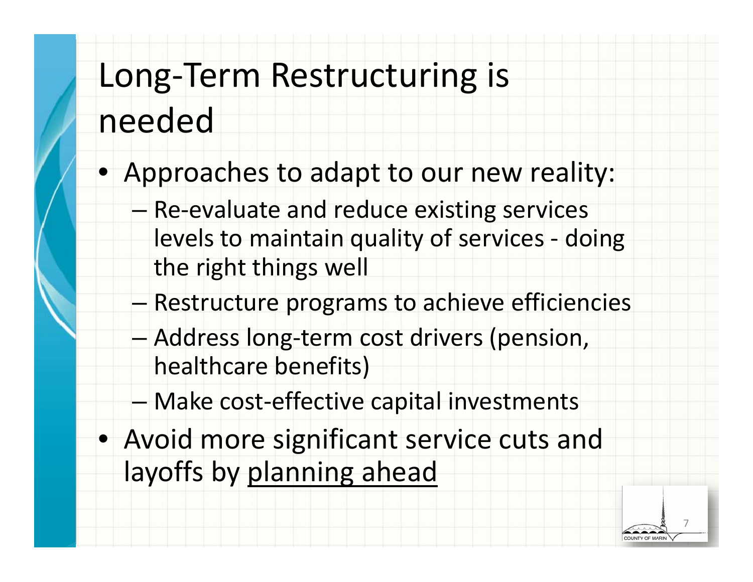# Long-Term Restructuring is needed

- Approaches to adapt to our new reality:
  - Re-evaluate and reduce existing services levels to maintain quality of services - doing the right things well
  - Restructure programs to achieve efficiencies
  - Address long-term cost drivers (pension, healthcare benefits)
  - Make cost-effective capital investments
- Avoid more significant service cuts and layoffs by <u>planning ahead</u>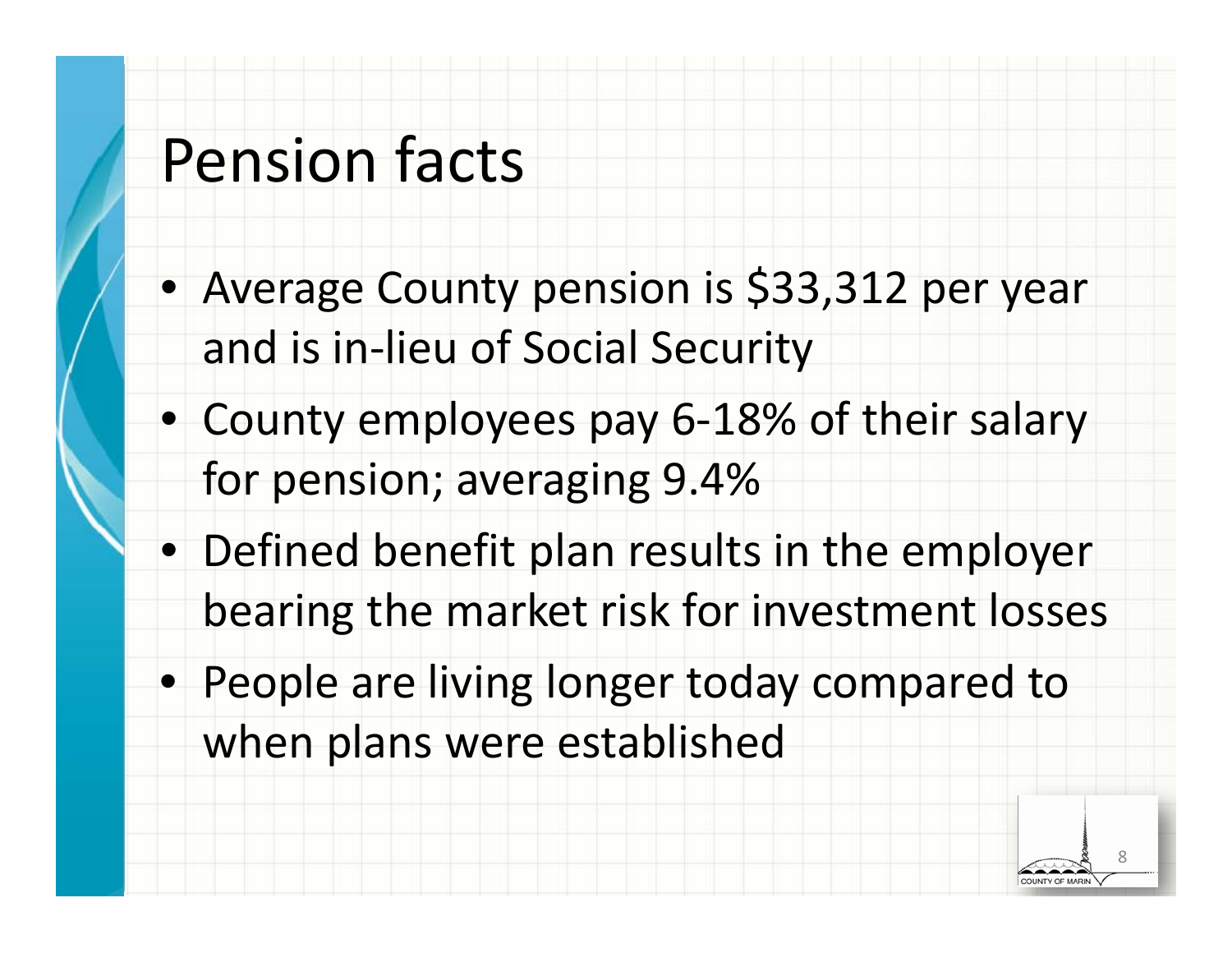# Pension facts

- Average County pension is $33,312 per year and is in-lieu of Social Security
- County employees pay 6-18% of their salary for pension; averaging 9.4%
- Defined benefit plan results in the employer bearing the market risk for investment losses
- People are living longer today compared to when plans were established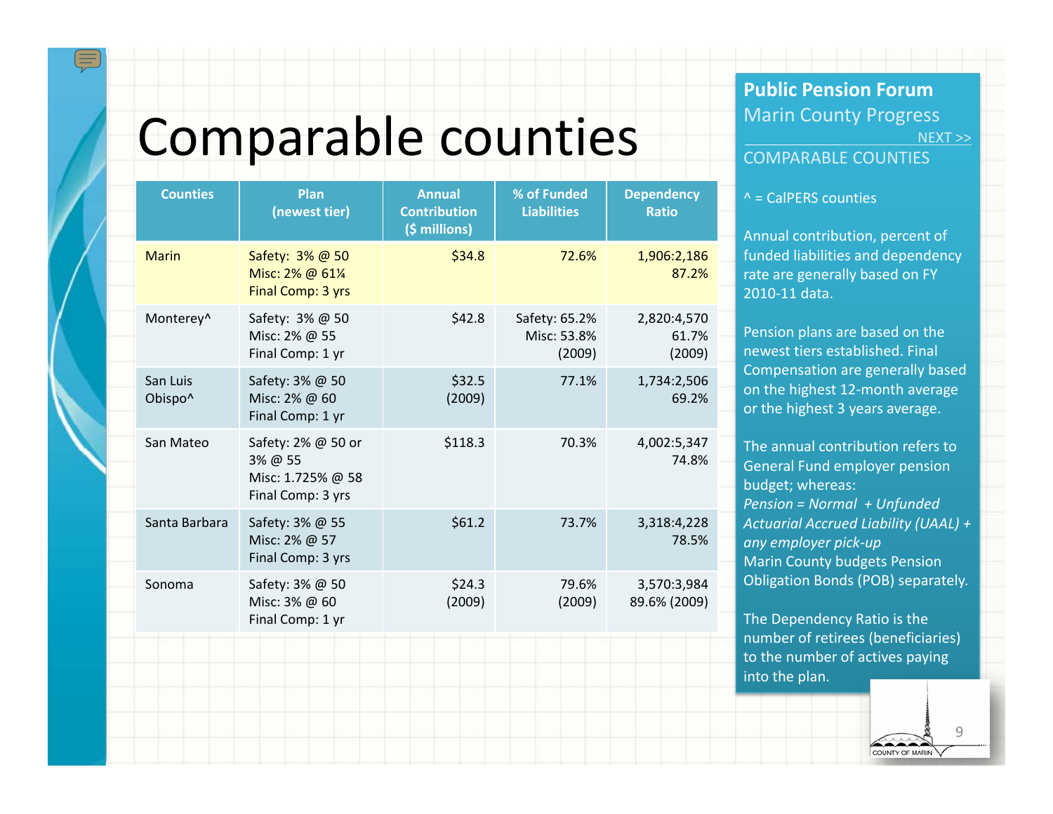# Comparable counties

| Counties | Plan (newest tier) | Annual Contribution ($ millions) | % of Funded Liabilities | Dependency Ratio |
|---|---|---|---|---|
| Marin | Safety: 3% @ 50<br>Misc: 2% @ 61¼<br>Final Comp: 3 yrs | $34.8 | 72.6% | 1,906:2,186<br>87.2% |
| Monterey^ | Safety: 3% @ 50<br>Misc: 2% @ 55<br>Final Comp: 1 yr | $42.8 | Safety: 65.2%<br>Misc: 53.8%<br>(2009) | 2,820:4,570<br>61.7%<br>(2009) |
| San Luis Obispo^ | Safety: 3% @ 50<br>Misc: 2% @ 60<br>Final Comp: 1 yr | $32.5<br>(2009) | 77.1% | 1,734:2,506<br>69.2% |
| San Mateo | Safety: 2% @ 50 or 3% @ 55<br>Misc: 1.725% @ 58<br>Final Comp: 3 yrs | $118.3 | 70.3% | 4,002:5,347<br>74.8% |
| Santa Barbara | Safety: 3% @ 55<br>Misc: 2% @ 57<br>Final Comp: 3 yrs | $61.2 | 73.7% | 3,318:4,228<br>78.5% |
| Sonoma | Safety: 3% @ 50<br>Misc: 3% @ 60<br>Final Comp: 1 yr | $24.3<br>(2009) | 79.6%<br>(2009) | 3,570:3,984<br>89.6% (2009) |

**Public Pension Forum**

Marin County Progress

NEXT >>

COMPARABLE COUNTIES

^ = CalPERS counties

Annual contribution, percent of funded liabilities and dependency rate are generally based on FY 2010-11 data.

Pension plans are based on the newest tiers established. Final Compensation are generally based on the highest 12-month average or the highest 3 years average.

The annual contribution refers to General Fund employer pension budget; whereas:
*Pension = Normal + Unfunded Actuarial Accrued Liability (UAAL) + any employer pick-up*
Marin County budgets Pension Obligation Bonds (POB) separately.

The Dependency Ratio is the number of retirees (beneficiaries) to the number of actives paying into the plan.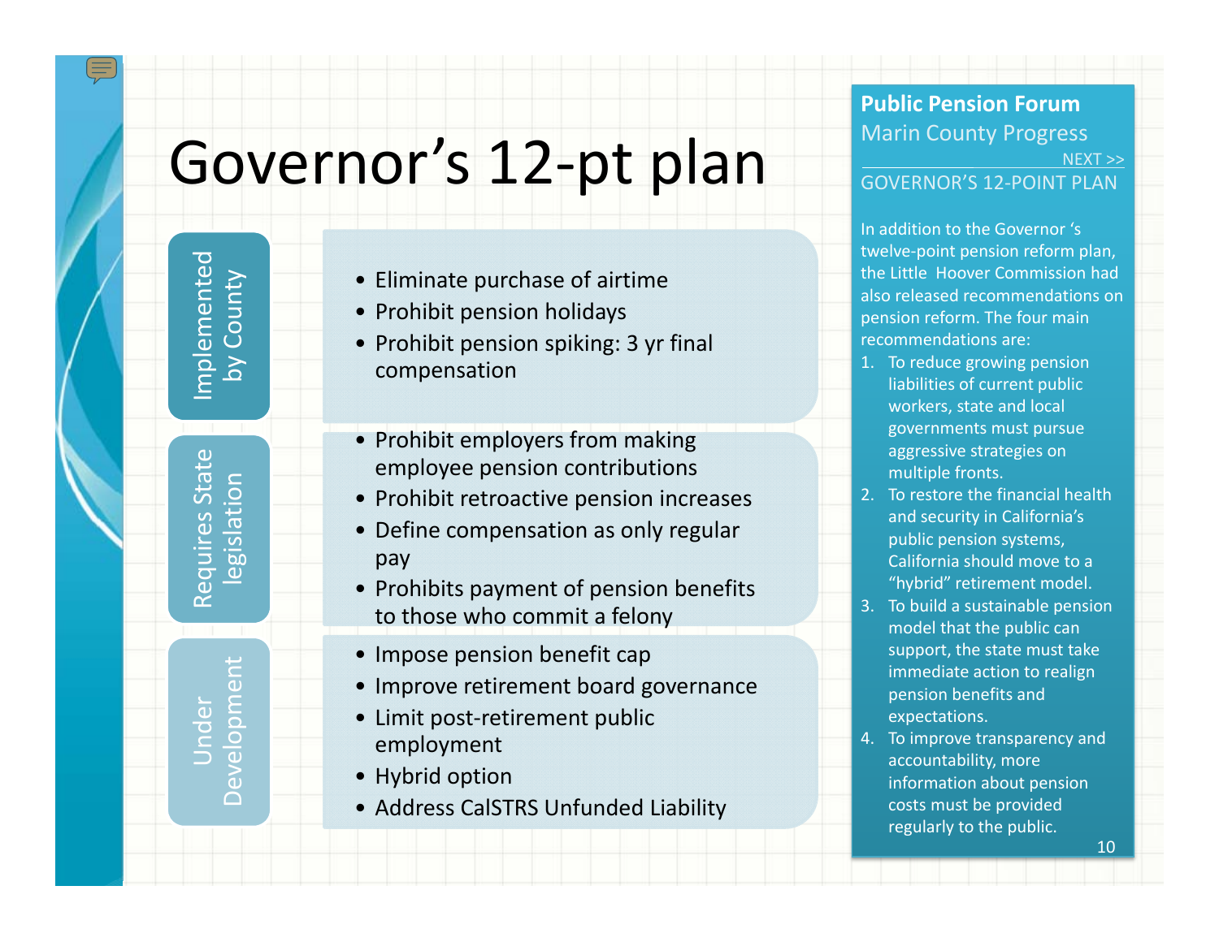# Governor's 12-pt plan

## Implemented by County

- Eliminate purchase of airtime
- Prohibit pension holidays
- Prohibit pension spiking: 3 yr final compensation

## Requires State legislation

- Prohibit employers from making employee pension contributions
- Prohibit retroactive pension increases
- Define compensation as only regular pay
- Prohibits payment of pension benefits to those who commit a felony

## Under Development

- Impose pension benefit cap
- Improve retirement board governance
- Limit post-retirement public employment
- Hybrid option
- Address CalSTRS Unfunded Liability

---

**Public Pension Forum**

Marin County Progress

NEXT >>

GOVERNOR'S 12-POINT PLAN

In addition to the Governor 's twelve-point pension reform plan, the Little Hoover Commission had also released recommendations on pension reform. The four main recommendations are:

1. To reduce growing pension liabilities of current public workers, state and local governments must pursue aggressive strategies on multiple fronts.
2. To restore the financial health and security in California's public pension systems, California should move to a "hybrid" retirement model.
3. To build a sustainable pension model that the public can support, the state must take immediate action to realign pension benefits and expectations.
4. To improve transparency and accountability, more information about pension costs must be provided regularly to the public.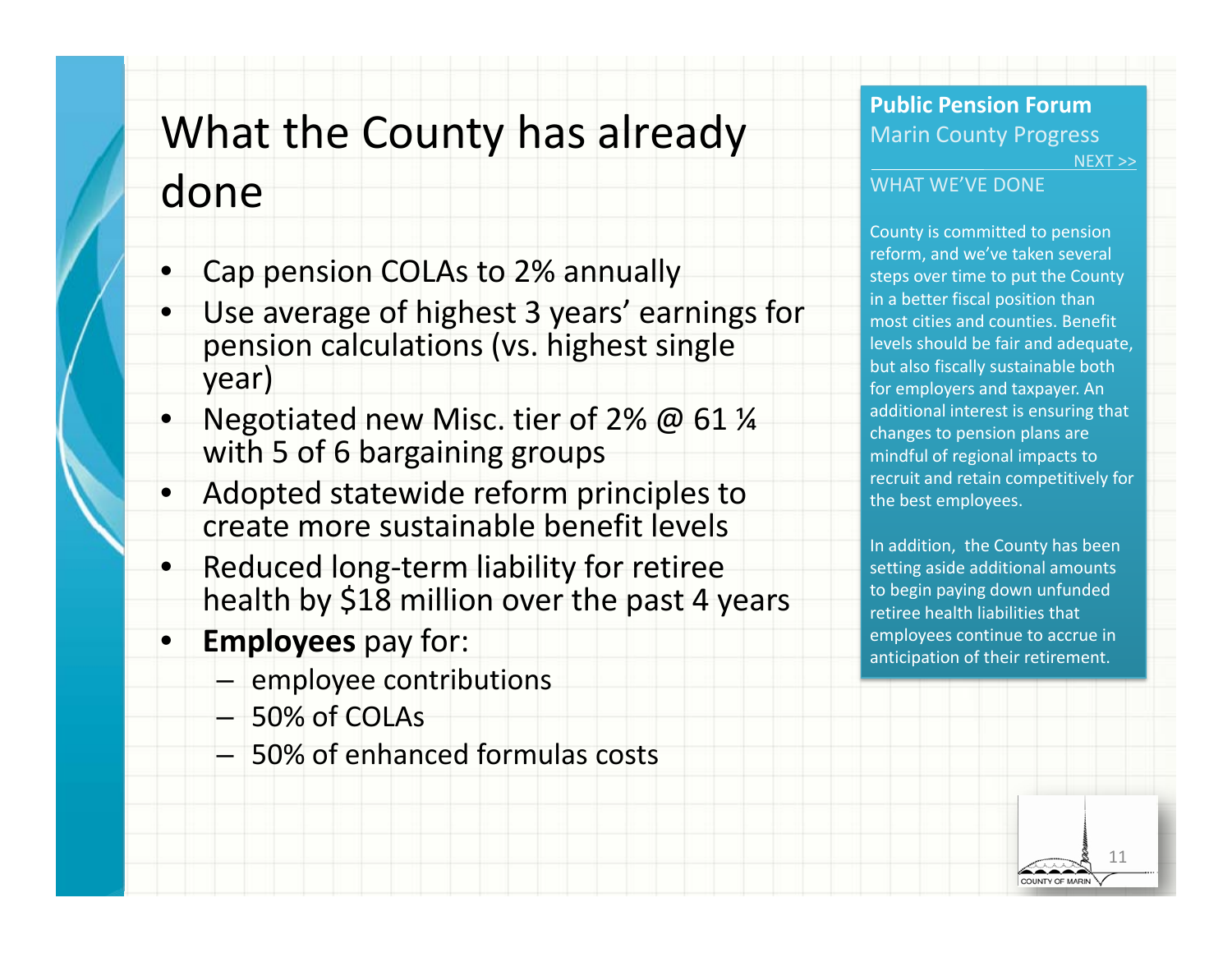# What the County has already done

- Cap pension COLAs to 2% annually
- Use average of highest 3 years' earnings for pension calculations (vs. highest single year)
- Negotiated new Misc. tier of 2% @ 61 ¼ with 5 of 6 bargaining groups
- Adopted statewide reform principles to create more sustainable benefit levels
- Reduced long-term liability for retiree health by $18 million over the past 4 years
- **Employees** pay for:
  - employee contributions
  - 50% of COLAs
  - 50% of enhanced formulas costs

**Public Pension Forum**

Marin County Progress

NEXT >>

WHAT WE'VE DONE

County is committed to pension reform, and we've taken several steps over time to put the County in a better fiscal position than most cities and counties. Benefit levels should be fair and adequate, but also fiscally sustainable both for employers and taxpayer. An additional interest is ensuring that changes to pension plans are mindful of regional impacts to recruit and retain competitively for the best employees.

In addition, the County has been setting aside additional amounts to begin paying down unfunded retiree health liabilities that employees continue to accrue in anticipation of their retirement.

COUNTY OF MARIN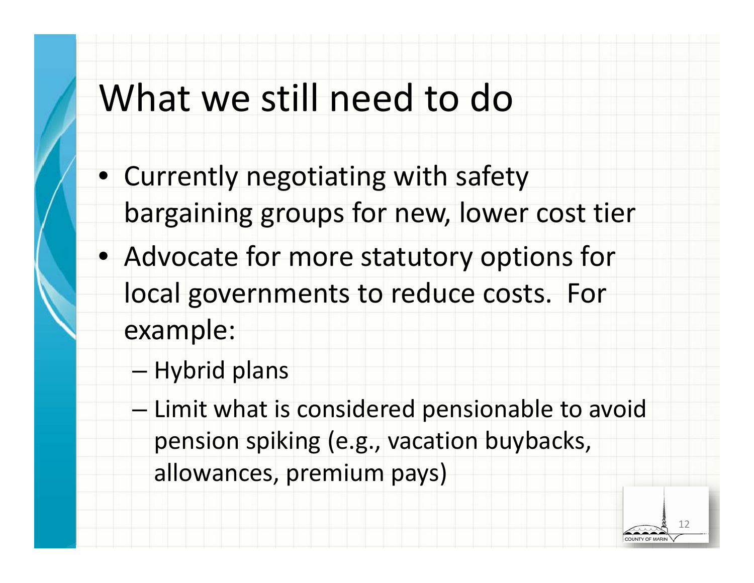# What we still need to do

- Currently negotiating with safety bargaining groups for new, lower cost tier
- Advocate for more statutory options for local governments to reduce costs. For example:
  - Hybrid plans
  - Limit what is considered pensionable to avoid pension spiking (e.g., vacation buybacks, allowances, premium pays)